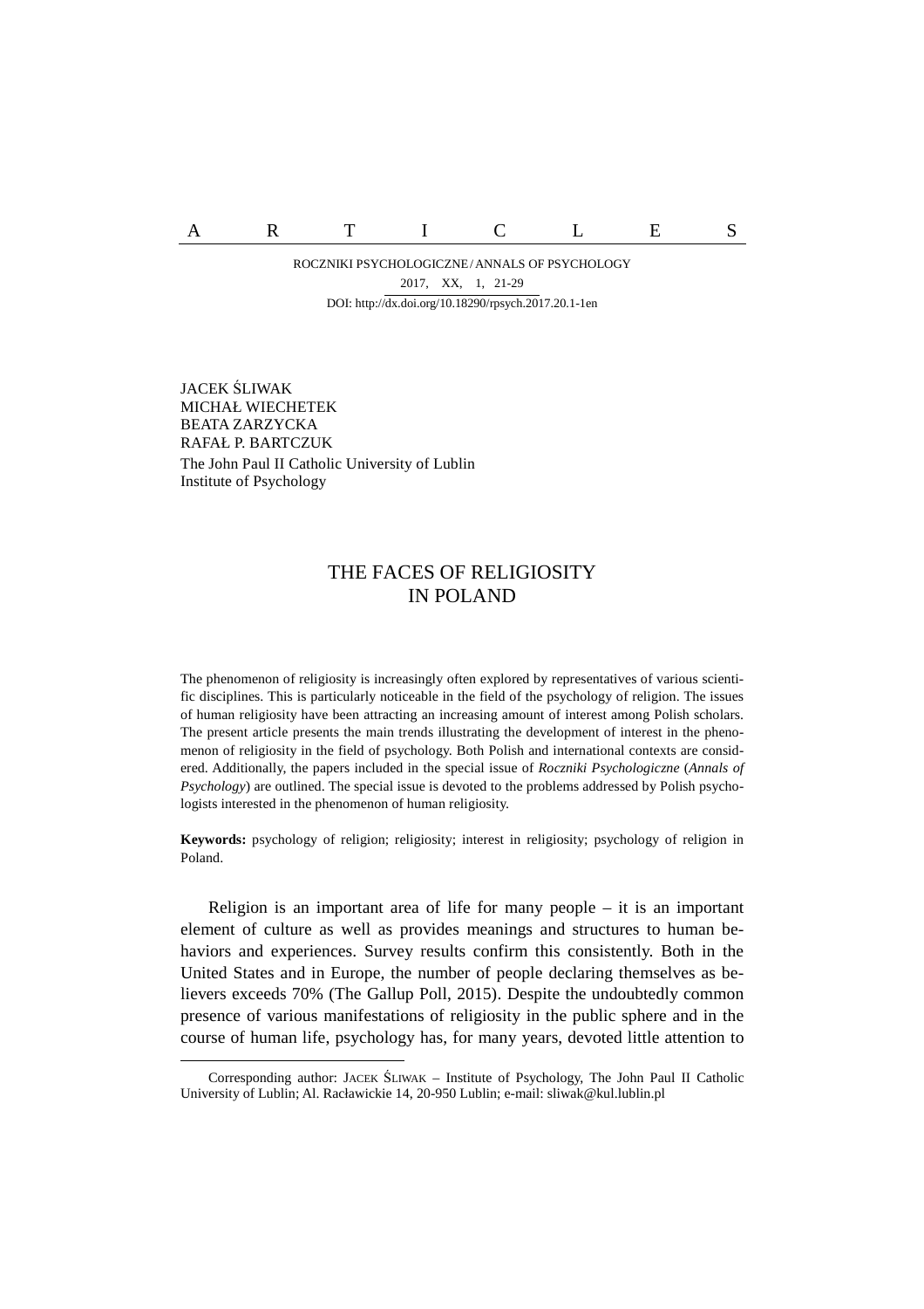ARTICLES

ROCZNIKI PSYCHOLOGICZNE / ANNALS OF PSYCHOLOGY
2017, XX, 1, 21-29
DOI: http://dx.doi.org/10.18290/rpsych.2017.20.1-1en

JACEK ŚLIWAK
MICHAŁ WIECHETEK
BEATA ZARZYCKA
RAFAŁ P. BARTCZUK
The John Paul II Catholic University of Lublin
Institute of Psychology

# THE FACES OF RELIGIOSITY IN POLAND

The phenomenon of religiosity is increasingly often explored by representatives of various scientific disciplines. This is particularly noticeable in the field of the psychology of religion. The issues of human religiosity have been attracting an increasing amount of interest among Polish scholars. The present article presents the main trends illustrating the development of interest in the phenomenon of religiosity in the field of psychology. Both Polish and international contexts are considered. Additionally, the papers included in the special issue of *Roczniki Psychologiczne* (*Annals of Psychology*) are outlined. The special issue is devoted to the problems addressed by Polish psychologists interested in the phenomenon of human religiosity.

**Keywords:** psychology of religion; religiosity; interest in religiosity; psychology of religion in Poland.

Religion is an important area of life for many people – it is an important element of culture as well as provides meanings and structures to human behaviors and experiences. Survey results confirm this consistently. Both in the United States and in Europe, the number of people declaring themselves as believers exceeds 70% (The Gallup Poll, 2015). Despite the undoubtedly common presence of various manifestations of religiosity in the public sphere and in the course of human life, psychology has, for many years, devoted little attention to

---

Corresponding author: JACEK ŚLIWAK – Institute of Psychology, The John Paul II Catholic University of Lublin; Al. Racławickie 14, 20-950 Lublin; e-mail: sliwak@kul.lublin.pl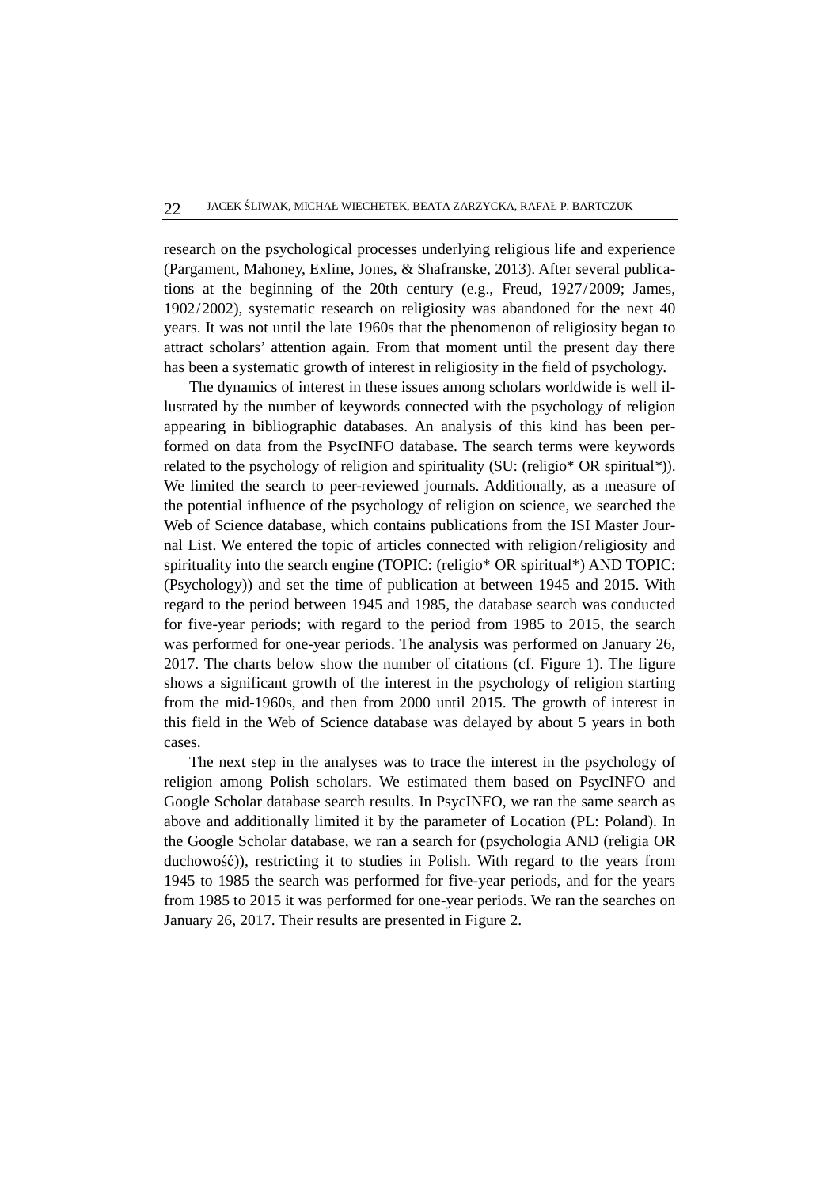research on the psychological processes underlying religious life and experience (Pargament, Mahoney, Exline, Jones, & Shafranske, 2013). After several publications at the beginning of the 20th century (e.g., Freud, 1927/2009; James, 1902/2002), systematic research on religiosity was abandoned for the next 40 years. It was not until the late 1960s that the phenomenon of religiosity began to attract scholars' attention again. From that moment until the present day there has been a systematic growth of interest in religiosity in the field of psychology.

The dynamics of interest in these issues among scholars worldwide is well illustrated by the number of keywords connected with the psychology of religion appearing in bibliographic databases. An analysis of this kind has been performed on data from the PsycINFO database. The search terms were keywords related to the psychology of religion and spirituality (SU: (religio* OR spiritual*)). We limited the search to peer-reviewed journals. Additionally, as a measure of the potential influence of the psychology of religion on science, we searched the Web of Science database, which contains publications from the ISI Master Journal List. We entered the topic of articles connected with religion/religiosity and spirituality into the search engine (TOPIC: (religio* OR spiritual*) AND TOPIC: (Psychology)) and set the time of publication at between 1945 and 2015. With regard to the period between 1945 and 1985, the database search was conducted for five-year periods; with regard to the period from 1985 to 2015, the search was performed for one-year periods. The analysis was performed on January 26, 2017. The charts below show the number of citations (cf. Figure 1). The figure shows a significant growth of the interest in the psychology of religion starting from the mid-1960s, and then from 2000 until 2015. The growth of interest in this field in the Web of Science database was delayed by about 5 years in both cases.

The next step in the analyses was to trace the interest in the psychology of religion among Polish scholars. We estimated them based on PsycINFO and Google Scholar database search results. In PsycINFO, we ran the same search as above and additionally limited it by the parameter of Location (PL: Poland). In the Google Scholar database, we ran a search for (psychologia AND (religia OR duchowość)), restricting it to studies in Polish. With regard to the years from 1945 to 1985 the search was performed for five-year periods, and for the years from 1985 to 2015 it was performed for one-year periods. We ran the searches on January 26, 2017. Their results are presented in Figure 2.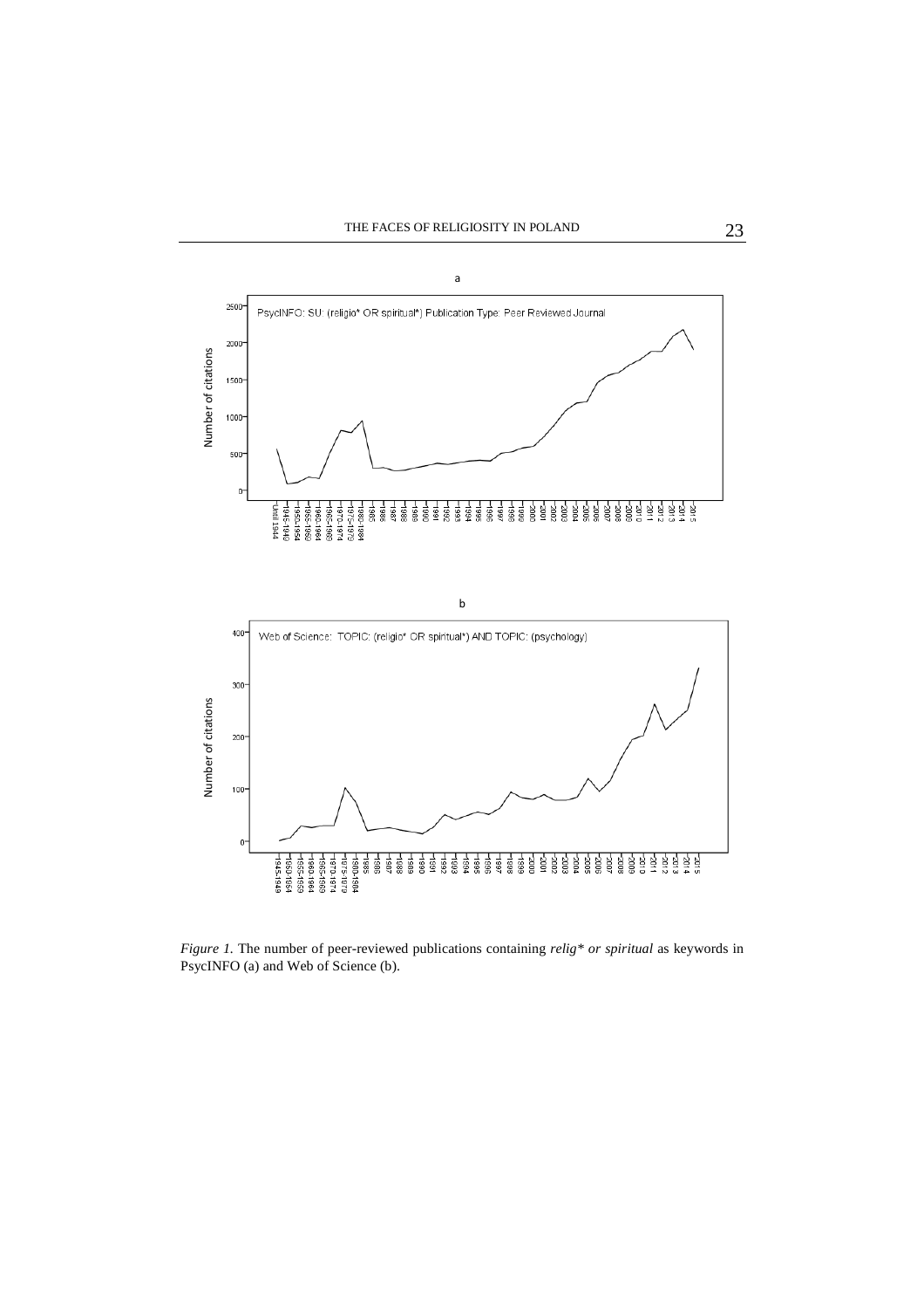*Figure 1.* The number of peer-reviewed publications containing *relig\* or spiritual* as keywords in PsycINFO (a) and Web of Science (b).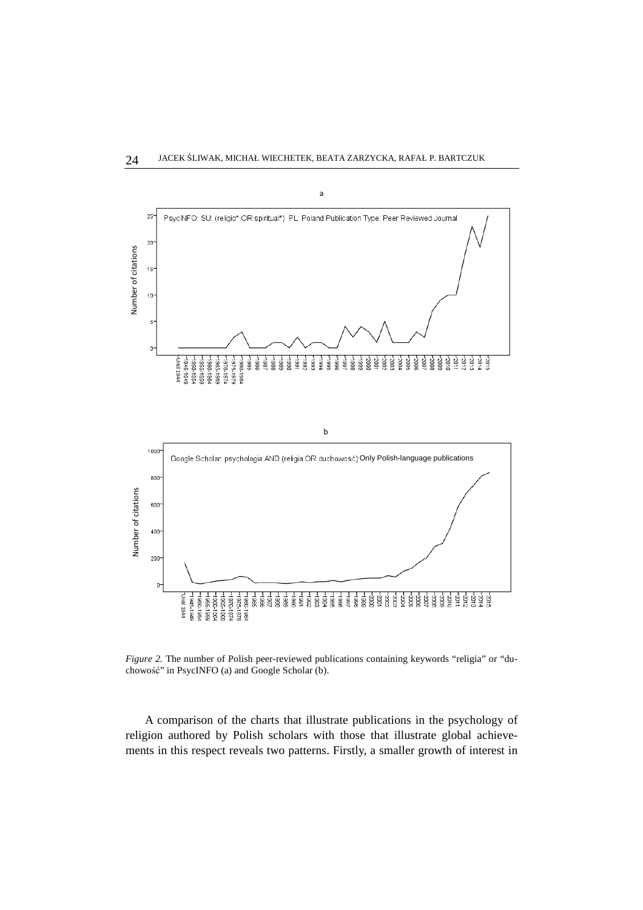*Figure 2.* The number of Polish peer-reviewed publications containing keywords "religia" or "duchowość" in PsycINFO (a) and Google Scholar (b).

A comparison of the charts that illustrate publications in the psychology of religion authored by Polish scholars with those that illustrate global achievements in this respect reveals two patterns. Firstly, a smaller growth of interest in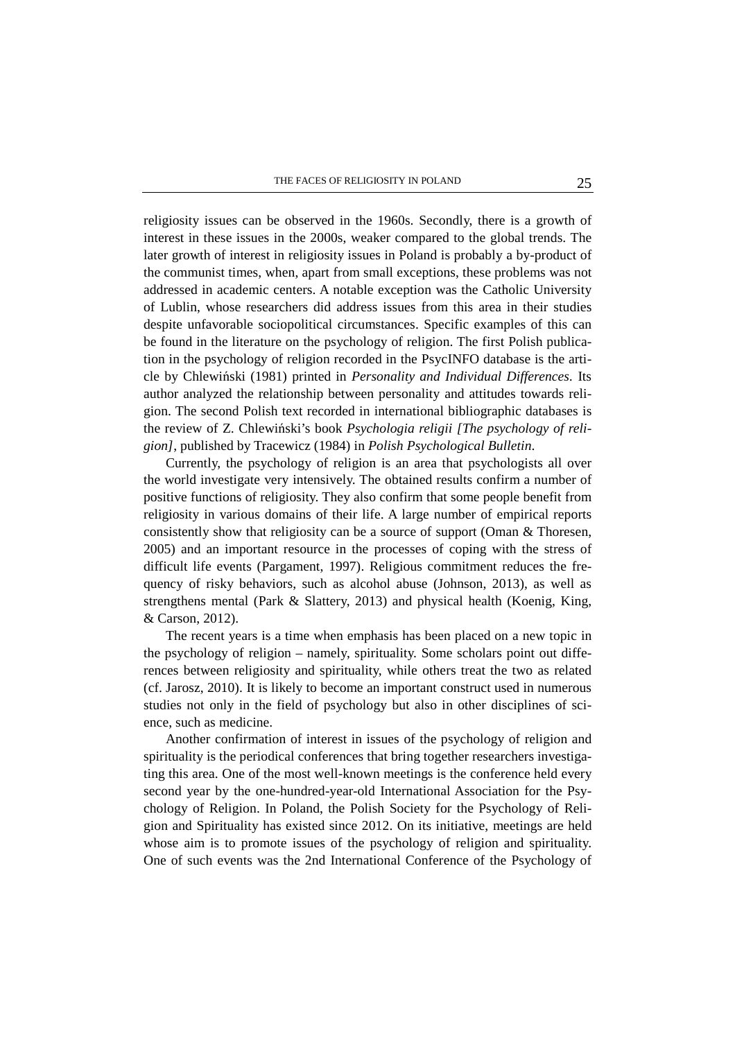religiosity issues can be observed in the 1960s. Secondly, there is a growth of interest in these issues in the 2000s, weaker compared to the global trends. The later growth of interest in religiosity issues in Poland is probably a by-product of the communist times, when, apart from small exceptions, these problems was not addressed in academic centers. A notable exception was the Catholic University of Lublin, whose researchers did address issues from this area in their studies despite unfavorable sociopolitical circumstances. Specific examples of this can be found in the literature on the psychology of religion. The first Polish publication in the psychology of religion recorded in the PsycINFO database is the article by Chlewiński (1981) printed in *Personality and Individual Differences*. Its author analyzed the relationship between personality and attitudes towards religion. The second Polish text recorded in international bibliographic databases is the review of Z. Chlewiński's book *Psychologia religii [The psychology of religion]*, published by Tracewicz (1984) in *Polish Psychological Bulletin*.

Currently, the psychology of religion is an area that psychologists all over the world investigate very intensively. The obtained results confirm a number of positive functions of religiosity. They also confirm that some people benefit from religiosity in various domains of their life. A large number of empirical reports consistently show that religiosity can be a source of support (Oman & Thoresen, 2005) and an important resource in the processes of coping with the stress of difficult life events (Pargament, 1997). Religious commitment reduces the frequency of risky behaviors, such as alcohol abuse (Johnson, 2013), as well as strengthens mental (Park & Slattery, 2013) and physical health (Koenig, King, & Carson, 2012).

The recent years is a time when emphasis has been placed on a new topic in the psychology of religion – namely, spirituality. Some scholars point out differences between religiosity and spirituality, while others treat the two as related (cf. Jarosz, 2010). It is likely to become an important construct used in numerous studies not only in the field of psychology but also in other disciplines of science, such as medicine.

Another confirmation of interest in issues of the psychology of religion and spirituality is the periodical conferences that bring together researchers investigating this area. One of the most well-known meetings is the conference held every second year by the one-hundred-year-old International Association for the Psychology of Religion. In Poland, the Polish Society for the Psychology of Religion and Spirituality has existed since 2012. On its initiative, meetings are held whose aim is to promote issues of the psychology of religion and spirituality. One of such events was the 2nd International Conference of the Psychology of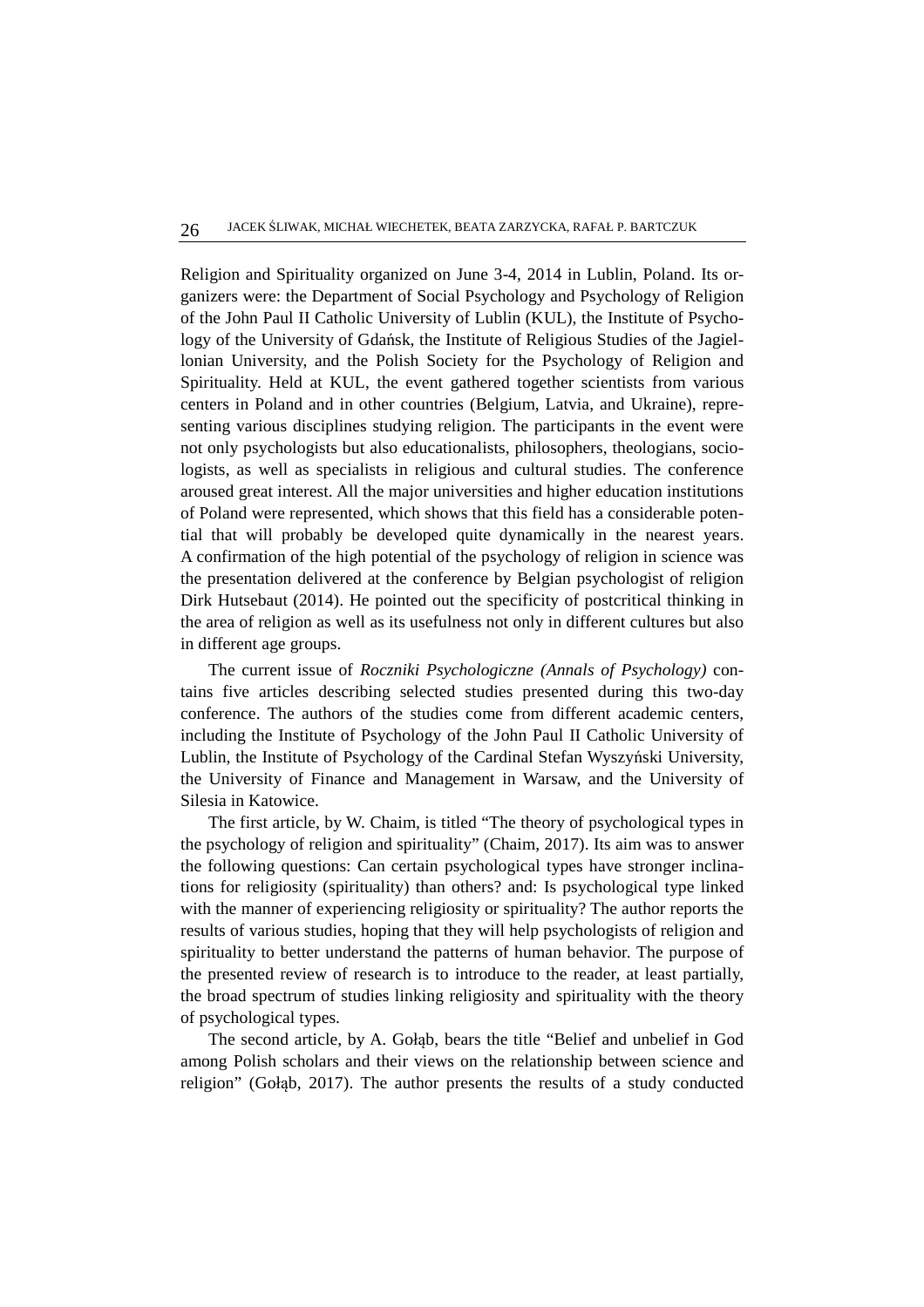Religion and Spirituality organized on June 3-4, 2014 in Lublin, Poland. Its organizers were: the Department of Social Psychology and Psychology of Religion of the John Paul II Catholic University of Lublin (KUL), the Institute of Psychology of the University of Gdańsk, the Institute of Religious Studies of the Jagiellonian University, and the Polish Society for the Psychology of Religion and Spirituality. Held at KUL, the event gathered together scientists from various centers in Poland and in other countries (Belgium, Latvia, and Ukraine), representing various disciplines studying religion. The participants in the event were not only psychologists but also educationalists, philosophers, theologians, sociologists, as well as specialists in religious and cultural studies. The conference aroused great interest. All the major universities and higher education institutions of Poland were represented, which shows that this field has a considerable potential that will probably be developed quite dynamically in the nearest years. A confirmation of the high potential of the psychology of religion in science was the presentation delivered at the conference by Belgian psychologist of religion Dirk Hutsebaut (2014). He pointed out the specificity of postcritical thinking in the area of religion as well as its usefulness not only in different cultures but also in different age groups.

The current issue of *Roczniki Psychologiczne (Annals of Psychology)* contains five articles describing selected studies presented during this two-day conference. The authors of the studies come from different academic centers, including the Institute of Psychology of the John Paul II Catholic University of Lublin, the Institute of Psychology of the Cardinal Stefan Wyszyński University, the University of Finance and Management in Warsaw, and the University of Silesia in Katowice.

The first article, by W. Chaim, is titled "The theory of psychological types in the psychology of religion and spirituality" (Chaim, 2017). Its aim was to answer the following questions: Can certain psychological types have stronger inclinations for religiosity (spirituality) than others? and: Is psychological type linked with the manner of experiencing religiosity or spirituality? The author reports the results of various studies, hoping that they will help psychologists of religion and spirituality to better understand the patterns of human behavior. The purpose of the presented review of research is to introduce to the reader, at least partially, the broad spectrum of studies linking religiosity and spirituality with the theory of psychological types.

The second article, by A. Gołąb, bears the title "Belief and unbelief in God among Polish scholars and their views on the relationship between science and religion" (Gołąb, 2017). The author presents the results of a study conducted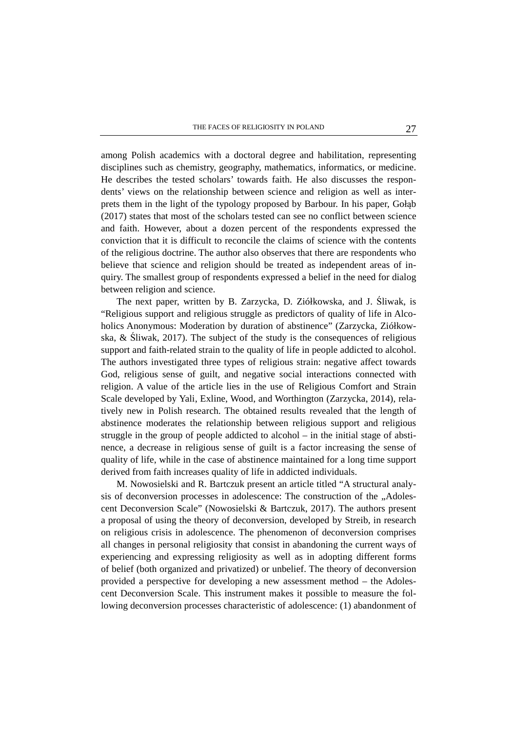among Polish academics with a doctoral degree and habilitation, representing disciplines such as chemistry, geography, mathematics, informatics, or medicine. He describes the tested scholars' towards faith. He also discusses the respondents' views on the relationship between science and religion as well as interprets them in the light of the typology proposed by Barbour. In his paper, Gołąb (2017) states that most of the scholars tested can see no conflict between science and faith. However, about a dozen percent of the respondents expressed the conviction that it is difficult to reconcile the claims of science with the contents of the religious doctrine. The author also observes that there are respondents who believe that science and religion should be treated as independent areas of inquiry. The smallest group of respondents expressed a belief in the need for dialog between religion and science.

The next paper, written by B. Zarzycka, D. Ziółkowska, and J. Śliwak, is "Religious support and religious struggle as predictors of quality of life in Alcoholics Anonymous: Moderation by duration of abstinence" (Zarzycka, Ziółkowska, & Śliwak, 2017). The subject of the study is the consequences of religious support and faith-related strain to the quality of life in people addicted to alcohol. The authors investigated three types of religious strain: negative affect towards God, religious sense of guilt, and negative social interactions connected with religion. A value of the article lies in the use of Religious Comfort and Strain Scale developed by Yali, Exline, Wood, and Worthington (Zarzycka, 2014), relatively new in Polish research. The obtained results revealed that the length of abstinence moderates the relationship between religious support and religious struggle in the group of people addicted to alcohol – in the initial stage of abstinence, a decrease in religious sense of guilt is a factor increasing the sense of quality of life, while in the case of abstinence maintained for a long time support derived from faith increases quality of life in addicted individuals.

M. Nowosielski and R. Bartczuk present an article titled "A structural analysis of deconversion processes in adolescence: The construction of the „Adolescent Deconversion Scale" (Nowosielski & Bartczuk, 2017). The authors present a proposal of using the theory of deconversion, developed by Streib, in research on religious crisis in adolescence. The phenomenon of deconversion comprises all changes in personal religiosity that consist in abandoning the current ways of experiencing and expressing religiosity as well as in adopting different forms of belief (both organized and privatized) or unbelief. The theory of deconversion provided a perspective for developing a new assessment method – the Adolescent Deconversion Scale. This instrument makes it possible to measure the following deconversion processes characteristic of adolescence: (1) abandonment of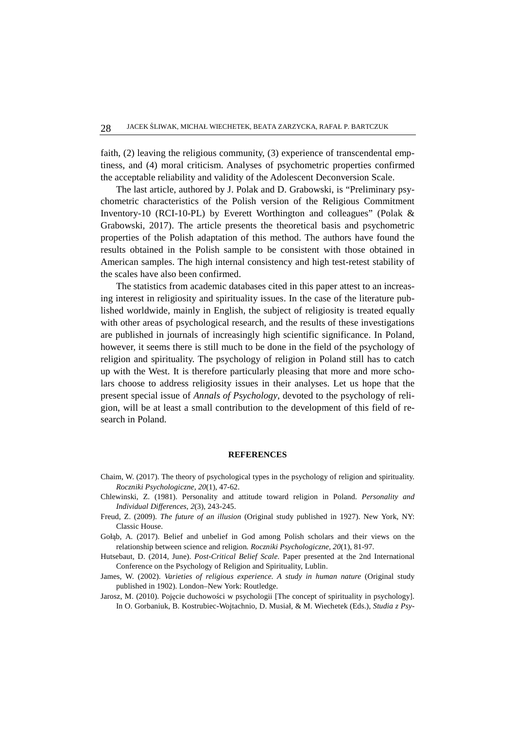faith, (2) leaving the religious community, (3) experience of transcendental emptiness, and (4) moral criticism. Analyses of psychometric properties confirmed the acceptable reliability and validity of the Adolescent Deconversion Scale.

The last article, authored by J. Polak and D. Grabowski, is "Preliminary psychometric characteristics of the Polish version of the Religious Commitment Inventory-10 (RCI-10-PL) by Everett Worthington and colleagues" (Polak & Grabowski, 2017). The article presents the theoretical basis and psychometric properties of the Polish adaptation of this method. The authors have found the results obtained in the Polish sample to be consistent with those obtained in American samples. The high internal consistency and high test-retest stability of the scales have also been confirmed.

The statistics from academic databases cited in this paper attest to an increasing interest in religiosity and spirituality issues. In the case of the literature published worldwide, mainly in English, the subject of religiosity is treated equally with other areas of psychological research, and the results of these investigations are published in journals of increasingly high scientific significance. In Poland, however, it seems there is still much to be done in the field of the psychology of religion and spirituality. The psychology of religion in Poland still has to catch up with the West. It is therefore particularly pleasing that more and more scholars choose to address religiosity issues in their analyses. Let us hope that the present special issue of *Annals of Psychology*, devoted to the psychology of religion, will be at least a small contribution to the development of this field of research in Poland.

## REFERENCES

Chaim, W. (2017). The theory of psychological types in the psychology of religion and spirituality. *Roczniki Psychologiczne, 20*(1), 47-62.

Chlewinski, Z. (1981). Personality and attitude toward religion in Poland. *Personality and Individual Differences, 2*(3), 243-245.

Freud, Z. (2009). *The future of an illusion* (Original study published in 1927). New York, NY: Classic House.

Gołąb, A. (2017). Belief and unbelief in God among Polish scholars and their views on the relationship between science and religion*. Roczniki Psychologiczne*, *20*(1), 81-97.

Hutsebaut, D. (2014, June). *Post-Critical Belief Scale*. Paper presented at the 2nd International Conference on the Psychology of Religion and Spirituality, Lublin.

James, W. (2002). *Varieties of religious experience. A study in human nature* (Original study published in 1902). London–New York: Routledge.

Jarosz, M. (2010). Pojęcie duchowości w psychologii [The concept of spirituality in psychology]. In O. Gorbaniuk, B. Kostrubiec-Wojtachnio, D. Musiał, & M. Wiechetek (Eds.), *Studia z Psy-*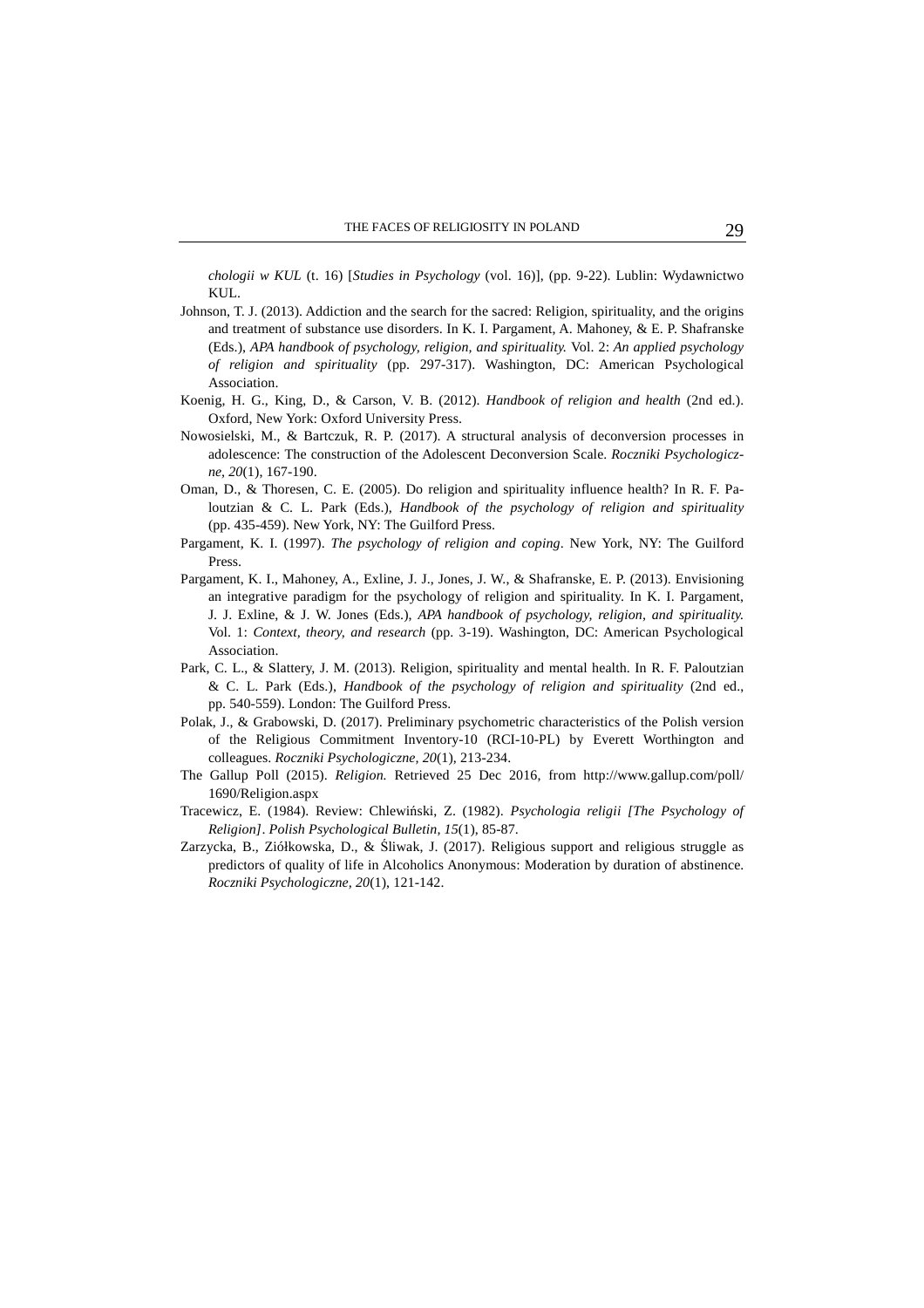*chologii w KUL* (t. 16) [*Studies in Psychology* (vol. 16)], (pp. 9-22). Lublin: Wydawnictwo KUL.

Johnson, T. J. (2013). Addiction and the search for the sacred: Religion, spirituality, and the origins and treatment of substance use disorders. In K. I. Pargament, A. Mahoney, & E. P. Shafranske (Eds.), *APA handbook of psychology, religion, and spirituality.* Vol. 2: *An applied psychology of religion and spirituality* (pp. 297-317). Washington, DC: American Psychological Association.

Koenig, H. G., King, D., & Carson, V. B. (2012). *Handbook of religion and health* (2nd ed.). Oxford, New York: Oxford University Press.

Nowosielski, M., & Bartczuk, R. P. (2017). A structural analysis of deconversion processes in adolescence: The construction of the Adolescent Deconversion Scale. *Roczniki Psychologiczne, 20*(1), 167-190.

Oman, D., & Thoresen, C. E. (2005). Do religion and spirituality influence health? In R. F. Paloutzian & C. L. Park (Eds.), *Handbook of the psychology of religion and spirituality* (pp. 435-459). New York, NY: The Guilford Press.

Pargament, K. I. (1997). *The psychology of religion and coping*. New York, NY: The Guilford Press.

Pargament, K. I., Mahoney, A., Exline, J. J., Jones, J. W., & Shafranske, E. P. (2013). Envisioning an integrative paradigm for the psychology of religion and spirituality. In K. I. Pargament, J. J. Exline, & J. W. Jones (Eds.), *APA handbook of psychology, religion, and spirituality.* Vol. 1: *Context, theory, and research* (pp. 3-19). Washington, DC: American Psychological Association.

Park, C. L., & Slattery, J. M. (2013). Religion, spirituality and mental health. In R. F. Paloutzian & C. L. Park (Eds.), *Handbook of the psychology of religion and spirituality* (2nd ed., pp. 540-559). London: The Guilford Press.

Polak, J., & Grabowski, D. (2017). Preliminary psychometric characteristics of the Polish version of the Religious Commitment Inventory-10 (RCI-10-PL) by Everett Worthington and colleagues. *Roczniki Psychologiczne, 20*(1), 213-234.

The Gallup Poll (2015). *Religion.* Retrieved 25 Dec 2016, from http://www.gallup.com/poll/1690/Religion.aspx

Tracewicz, E. (1984). Review: Chlewiński, Z. (1982). *Psychologia religii [The Psychology of Religion]*. *Polish Psychological Bulletin, 15*(1), 85-87.

Zarzycka, B., Ziółkowska, D., & Śliwak, J. (2017). Religious support and religious struggle as predictors of quality of life in Alcoholics Anonymous: Moderation by duration of abstinence. *Roczniki Psychologiczne, 20*(1), 121-142.